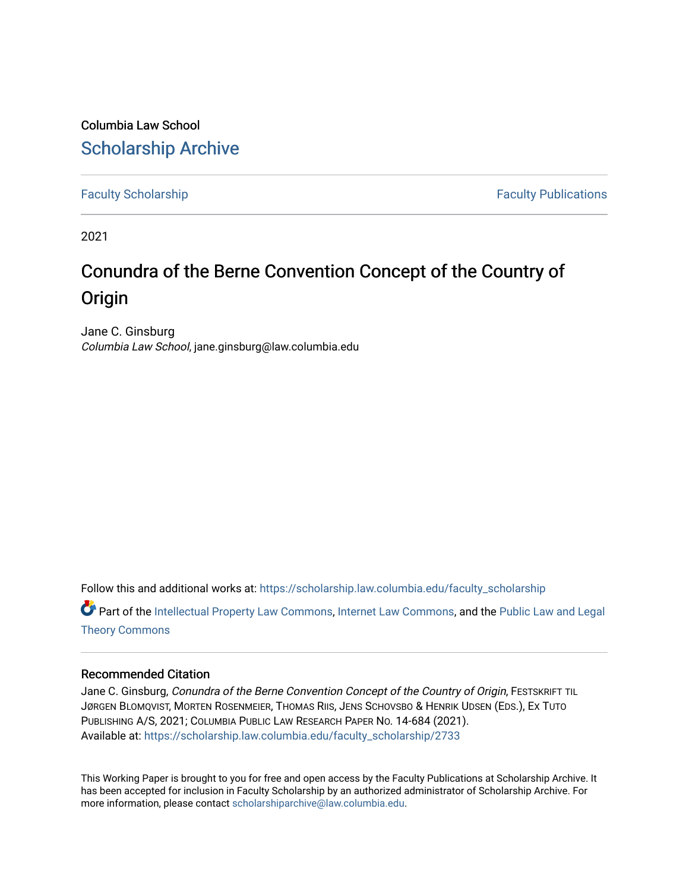Columbia Law School

# Scholarship Archive

Faculty Scholarship | Faculty Publications

2021

# Conundra of the Berne Convention Concept of the Country of Origin

Jane C. Ginsburg
*Columbia Law School*, jane.ginsburg@law.columbia.edu

Follow this and additional works at: https://scholarship.law.columbia.edu/faculty_scholarship

Part of the Intellectual Property Law Commons, Internet Law Commons, and the Public Law and Legal Theory Commons

## Recommended Citation

Jane C. Ginsburg, *Conundra of the Berne Convention Concept of the Country of Origin*, FESTSKRIFT TIL JØRGEN BLOMQVIST, MORTEN ROSENMEIER, THOMAS RIIS, JENS SCHOVSBO & HENRIK UDSEN (EDS.), EX TUTO PUBLISHING A/S, 2021; COLUMBIA PUBLIC LAW RESEARCH PAPER NO. 14-684 (2021).
Available at: https://scholarship.law.columbia.edu/faculty_scholarship/2733

This Working Paper is brought to you for free and open access by the Faculty Publications at Scholarship Archive. It has been accepted for inclusion in Faculty Scholarship by an authorized administrator of Scholarship Archive. For more information, please contact scholarshiparchive@law.columbia.edu.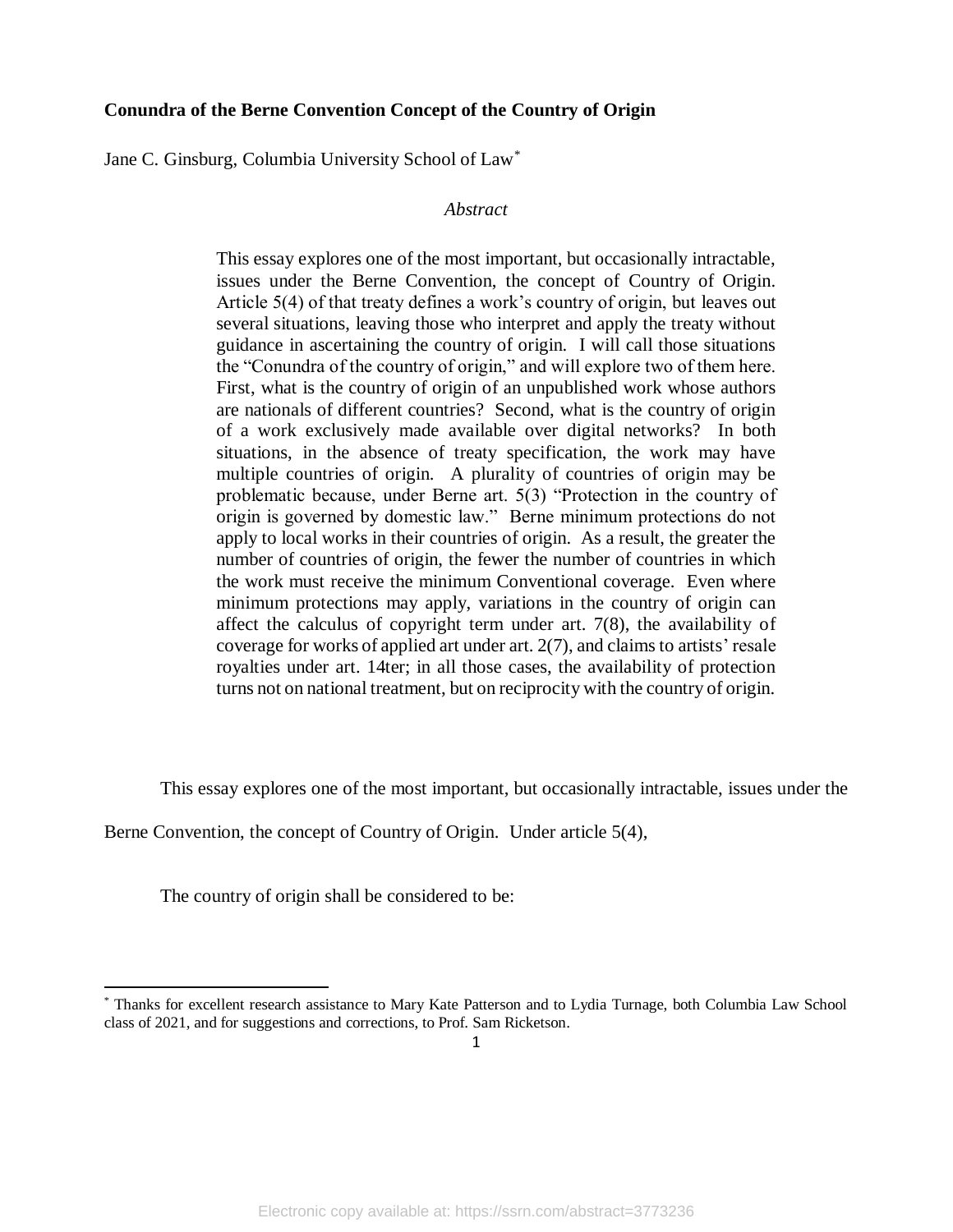**Conundra of the Berne Convention Concept of the Country of Origin**

Jane C. Ginsburg, Columbia University School of Law[*]

*Abstract*

> This essay explores one of the most important, but occasionally intractable, issues under the Berne Convention, the concept of Country of Origin. Article 5(4) of that treaty defines a work's country of origin, but leaves out several situations, leaving those who interpret and apply the treaty without guidance in ascertaining the country of origin. I will call those situations the "Conundra of the country of origin," and will explore two of them here. First, what is the country of origin of an unpublished work whose authors are nationals of different countries? Second, what is the country of origin of a work exclusively made available over digital networks? In both situations, in the absence of treaty specification, the work may have multiple countries of origin. A plurality of countries of origin may be problematic because, under Berne art. 5(3) "Protection in the country of origin is governed by domestic law." Berne minimum protections do not apply to local works in their countries of origin. As a result, the greater the number of countries of origin, the fewer the number of countries in which the work must receive the minimum Conventional coverage. Even where minimum protections may apply, variations in the country of origin can affect the calculus of copyright term under art. 7(8), the availability of coverage for works of applied art under art. 2(7), and claims to artists' resale royalties under art. 14ter; in all those cases, the availability of protection turns not on national treatment, but on reciprocity with the country of origin.

This essay explores one of the most important, but occasionally intractable, issues under the Berne Convention, the concept of Country of Origin. Under article 5(4),

The country of origin shall be considered to be:

---

[*] Thanks for excellent research assistance to Mary Kate Patterson and to Lydia Turnage, both Columbia Law School class of 2021, and for suggestions and corrections, to Prof. Sam Ricketson.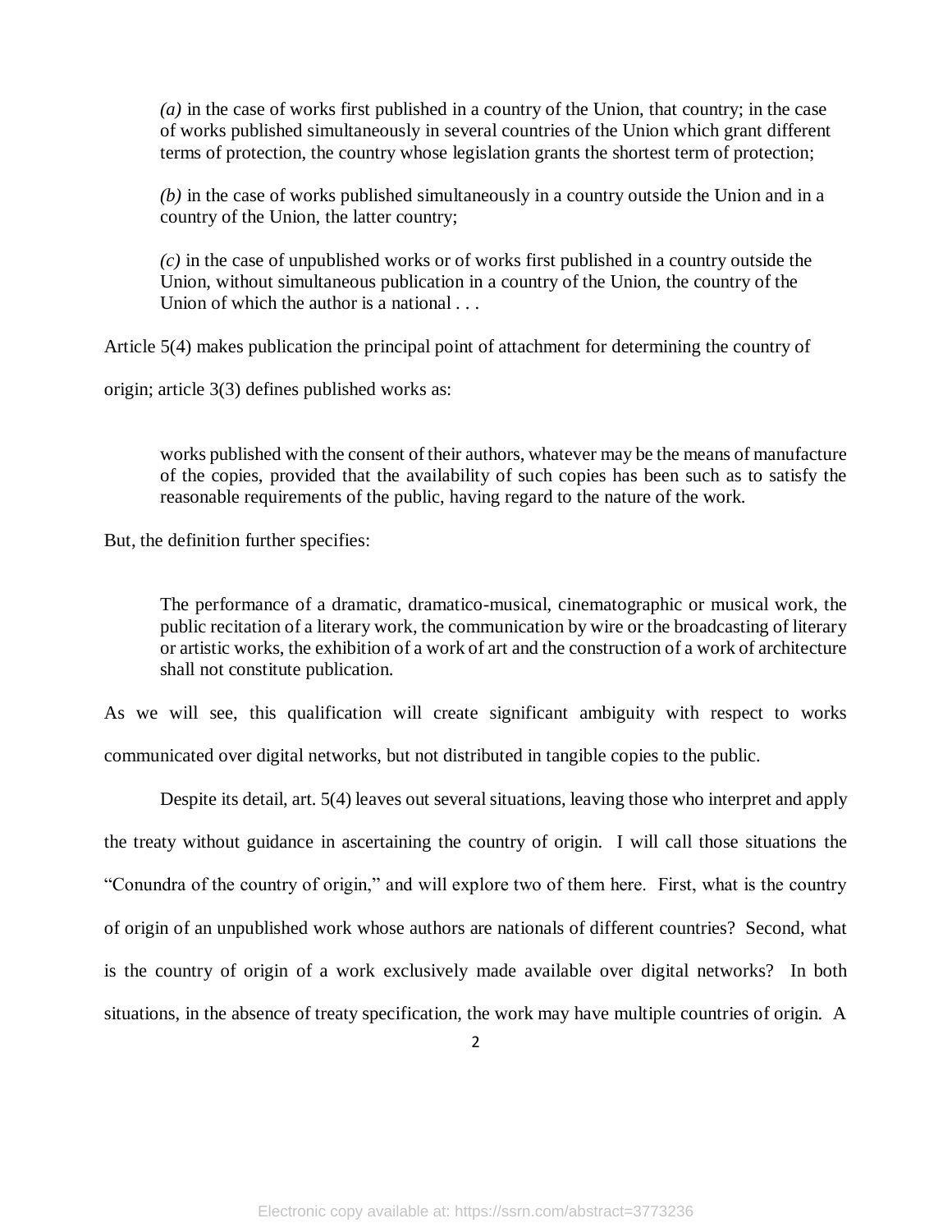> *(a)* in the case of works first published in a country of the Union, that country; in the case of works published simultaneously in several countries of the Union which grant different terms of protection, the country whose legislation grants the shortest term of protection;
>
> *(b)* in the case of works published simultaneously in a country outside the Union and in a country of the Union, the latter country;
>
> *(c)* in the case of unpublished works or of works first published in a country outside the Union, without simultaneous publication in a country of the Union, the country of the Union of which the author is a national . . .

Article 5(4) makes publication the principal point of attachment for determining the country of origin; article 3(3) defines published works as:

> works published with the consent of their authors, whatever may be the means of manufacture of the copies, provided that the availability of such copies has been such as to satisfy the reasonable requirements of the public, having regard to the nature of the work.

But, the definition further specifies:

> The performance of a dramatic, dramatico-musical, cinematographic or musical work, the public recitation of a literary work, the communication by wire or the broadcasting of literary or artistic works, the exhibition of a work of art and the construction of a work of architecture shall not constitute publication.

As we will see, this qualification will create significant ambiguity with respect to works communicated over digital networks, but not distributed in tangible copies to the public.

Despite its detail, art. 5(4) leaves out several situations, leaving those who interpret and apply the treaty without guidance in ascertaining the country of origin. I will call those situations the "Conundra of the country of origin," and will explore two of them here. First, what is the country of origin of an unpublished work whose authors are nationals of different countries? Second, what is the country of origin of a work exclusively made available over digital networks? In both situations, in the absence of treaty specification, the work may have multiple countries of origin. A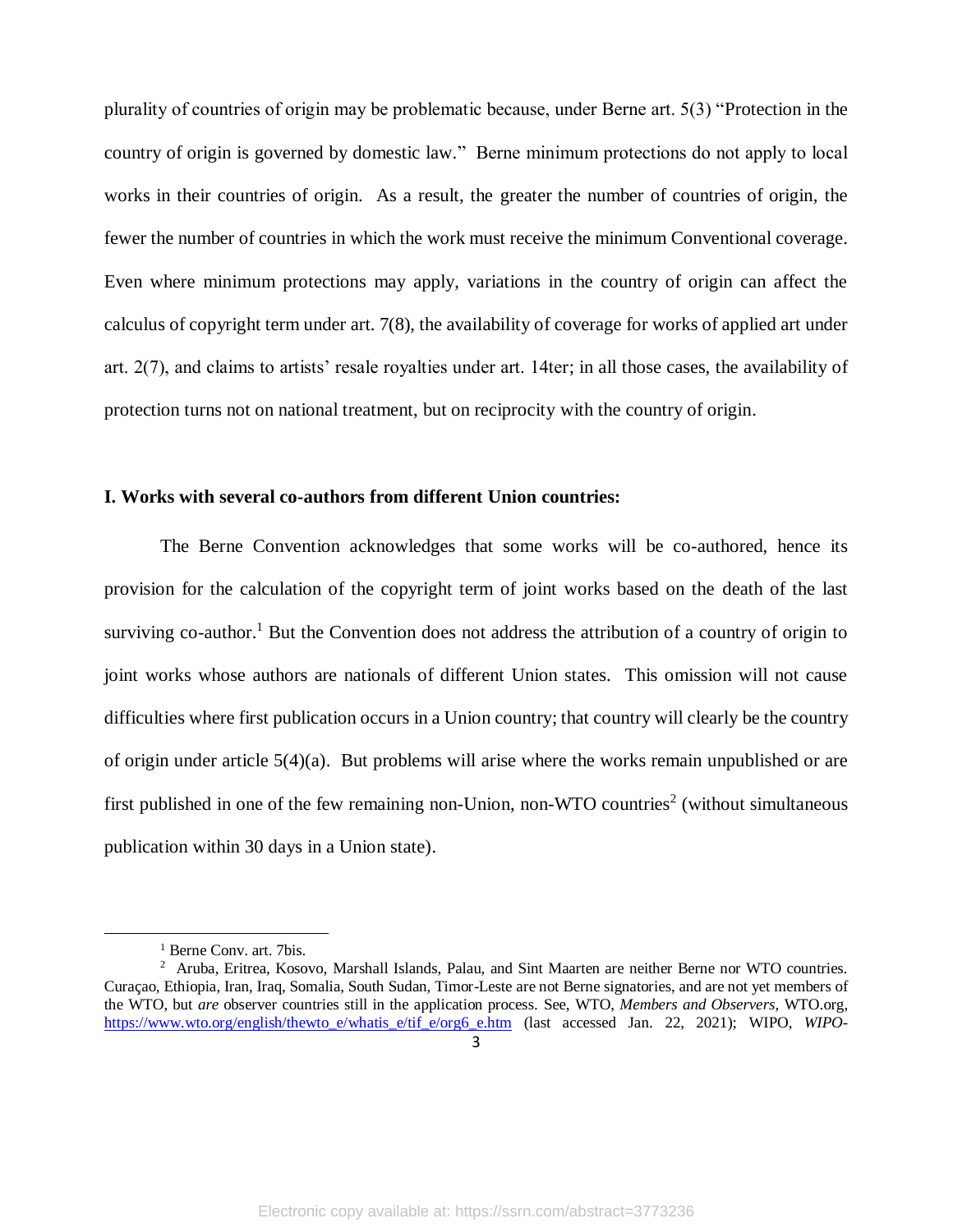plurality of countries of origin may be problematic because, under Berne art. 5(3) "Protection in the country of origin is governed by domestic law." Berne minimum protections do not apply to local works in their countries of origin. As a result, the greater the number of countries of origin, the fewer the number of countries in which the work must receive the minimum Conventional coverage. Even where minimum protections may apply, variations in the country of origin can affect the calculus of copyright term under art. 7(8), the availability of coverage for works of applied art under art. 2(7), and claims to artists' resale royalties under art. 14ter; in all those cases, the availability of protection turns not on national treatment, but on reciprocity with the country of origin.

### I. Works with several co-authors from different Union countries:

The Berne Convention acknowledges that some works will be co-authored, hence its provision for the calculation of the copyright term of joint works based on the death of the last surviving co-author.[1] But the Convention does not address the attribution of a country of origin to joint works whose authors are nationals of different Union states. This omission will not cause difficulties where first publication occurs in a Union country; that country will clearly be the country of origin under article 5(4)(a). But problems will arise where the works remain unpublished or are first published in one of the few remaining non-Union, non-WTO countries[2] (without simultaneous publication within 30 days in a Union state).

---

[1] Berne Conv. art. 7bis.

[2] Aruba, Eritrea, Kosovo, Marshall Islands, Palau, and Sint Maarten are neither Berne nor WTO countries. Curaçao, Ethiopia, Iran, Iraq, Somalia, South Sudan, Timor-Leste are not Berne signatories, and are not yet members of the WTO, but *are* observer countries still in the application process. See, WTO, *Members and Observers*, WTO.org, https://www.wto.org/english/thewto_e/whatis_e/tif_e/org6_e.htm (last accessed Jan. 22, 2021); WIPO, *WIPO-*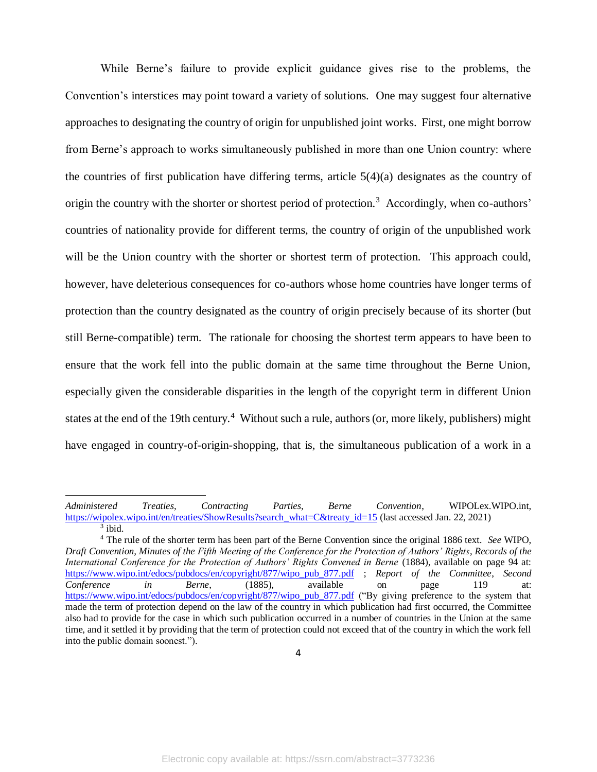While Berne's failure to provide explicit guidance gives rise to the problems, the Convention's interstices may point toward a variety of solutions. One may suggest four alternative approaches to designating the country of origin for unpublished joint works. First, one might borrow from Berne's approach to works simultaneously published in more than one Union country: where the countries of first publication have differing terms, article 5(4)(a) designates as the country of origin the country with the shorter or shortest period of protection.[3] Accordingly, when co-authors' countries of nationality provide for different terms, the country of origin of the unpublished work will be the Union country with the shorter or shortest term of protection. This approach could, however, have deleterious consequences for co-authors whose home countries have longer terms of protection than the country designated as the country of origin precisely because of its shorter (but still Berne-compatible) term. The rationale for choosing the shortest term appears to have been to ensure that the work fell into the public domain at the same time throughout the Berne Union, especially given the considerable disparities in the length of the copyright term in different Union states at the end of the 19th century.[4] Without such a rule, authors (or, more likely, publishers) might have engaged in country-of-origin-shopping, that is, the simultaneous publication of a work in a

---

*Administered Treaties, Contracting Parties, Berne Convention*, WIPOLex.WIPO.int, https://wipolex.wipo.int/en/treaties/ShowResults?search_what=C&treaty_id=15 (last accessed Jan. 22, 2021)

[3] ibid.

[4] The rule of the shorter term has been part of the Berne Convention since the original 1886 text. *See* WIPO, *Draft Convention, Minutes of the Fifth Meeting of the Conference for the Protection of Authors' Rights*, *Records of the International Conference for the Protection of Authors' Rights Convened in Berne* (1884), available on page 94 at: https://www.wipo.int/edocs/pubdocs/en/copyright/877/wipo_pub_877.pdf ; *Report of the Committee*, *Second Conference in Berne*, (1885), available on page 119 at: https://www.wipo.int/edocs/pubdocs/en/copyright/877/wipo_pub_877.pdf ("By giving preference to the system that made the term of protection depend on the law of the country in which publication had first occurred, the Committee also had to provide for the case in which such publication occurred in a number of countries in the Union at the same time, and it settled it by providing that the term of protection could not exceed that of the country in which the work fell into the public domain soonest.").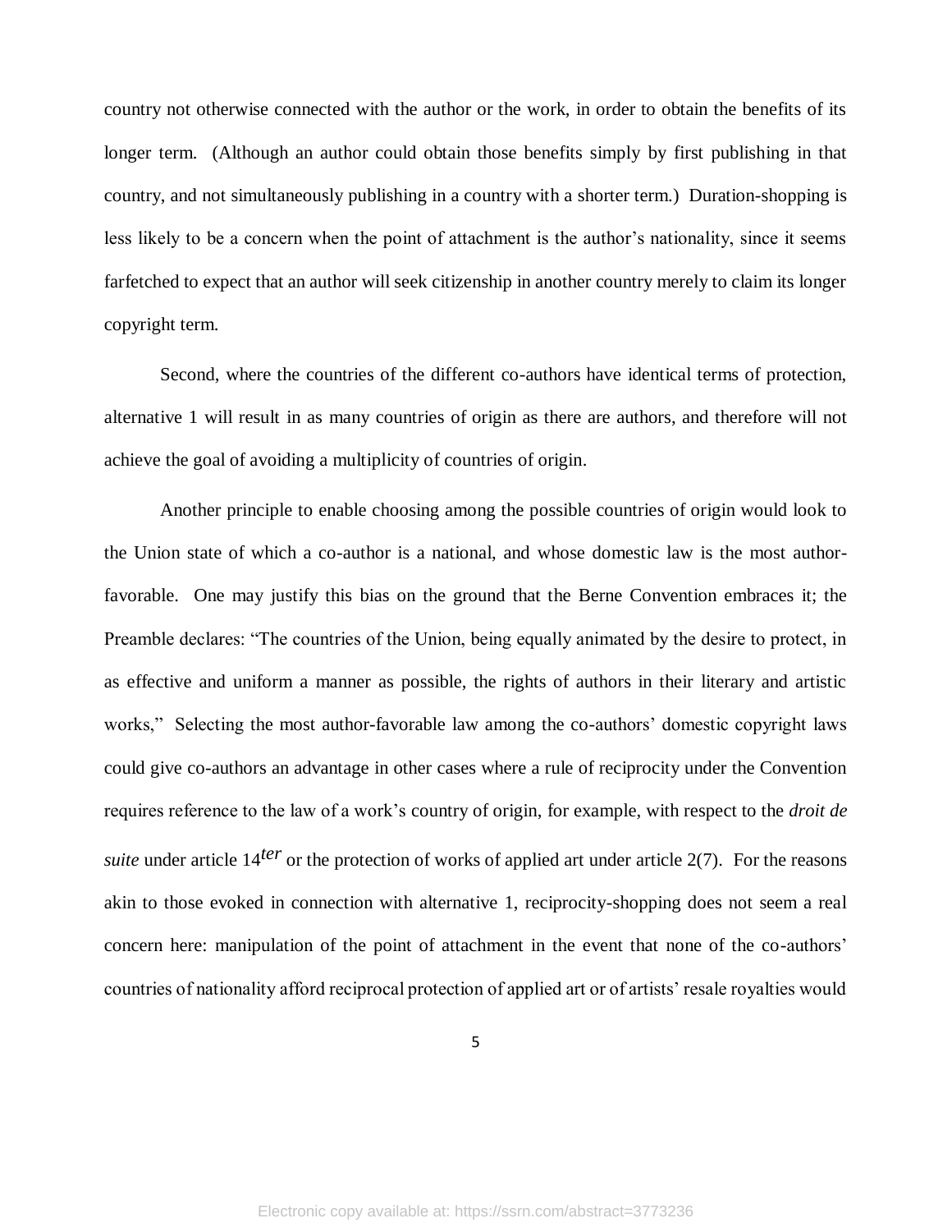country not otherwise connected with the author or the work, in order to obtain the benefits of its longer term. (Although an author could obtain those benefits simply by first publishing in that country, and not simultaneously publishing in a country with a shorter term.) Duration-shopping is less likely to be a concern when the point of attachment is the author's nationality, since it seems farfetched to expect that an author will seek citizenship in another country merely to claim its longer copyright term.

Second, where the countries of the different co-authors have identical terms of protection, alternative 1 will result in as many countries of origin as there are authors, and therefore will not achieve the goal of avoiding a multiplicity of countries of origin.

Another principle to enable choosing among the possible countries of origin would look to the Union state of which a co-author is a national, and whose domestic law is the most author-favorable. One may justify this bias on the ground that the Berne Convention embraces it; the Preamble declares: "The countries of the Union, being equally animated by the desire to protect, in as effective and uniform a manner as possible, the rights of authors in their literary and artistic works," Selecting the most author-favorable law among the co-authors' domestic copyright laws could give co-authors an advantage in other cases where a rule of reciprocity under the Convention requires reference to the law of a work's country of origin, for example, with respect to the *droit de suite* under article 14*ter* or the protection of works of applied art under article 2(7). For the reasons akin to those evoked in connection with alternative 1, reciprocity-shopping does not seem a real concern here: manipulation of the point of attachment in the event that none of the co-authors' countries of nationality afford reciprocal protection of applied art or of artists' resale royalties would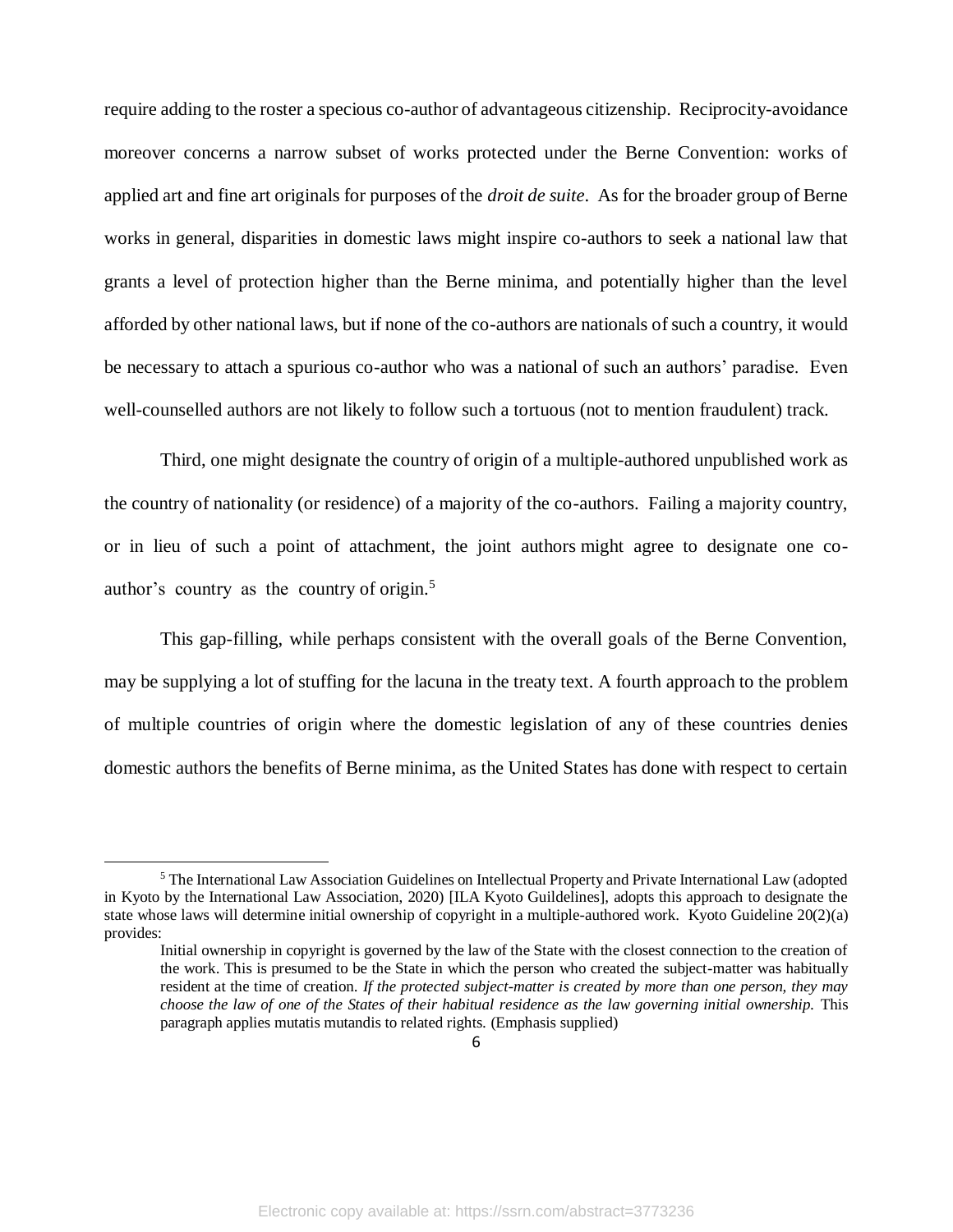require adding to the roster a specious co-author of advantageous citizenship. Reciprocity-avoidance moreover concerns a narrow subset of works protected under the Berne Convention: works of applied art and fine art originals for purposes of the *droit de suite*. As for the broader group of Berne works in general, disparities in domestic laws might inspire co-authors to seek a national law that grants a level of protection higher than the Berne minima, and potentially higher than the level afforded by other national laws, but if none of the co-authors are nationals of such a country, it would be necessary to attach a spurious co-author who was a national of such an authors' paradise. Even well-counselled authors are not likely to follow such a tortuous (not to mention fraudulent) track.

Third, one might designate the country of origin of a multiple-authored unpublished work as the country of nationality (or residence) of a majority of the co-authors. Failing a majority country, or in lieu of such a point of attachment, the joint authors might agree to designate one co-author's country as the country of origin.[5]

This gap-filling, while perhaps consistent with the overall goals of the Berne Convention, may be supplying a lot of stuffing for the lacuna in the treaty text. A fourth approach to the problem of multiple countries of origin where the domestic legislation of any of these countries denies domestic authors the benefits of Berne minima, as the United States has done with respect to certain

---

[5] The International Law Association Guidelines on Intellectual Property and Private International Law (adopted in Kyoto by the International Law Association, 2020) [ILA Kyoto Guildelines], adopts this approach to designate the state whose laws will determine initial ownership of copyright in a multiple-authored work. Kyoto Guideline 20(2)(a) provides:

> Initial ownership in copyright is governed by the law of the State with the closest connection to the creation of the work. This is presumed to be the State in which the person who created the subject-matter was habitually resident at the time of creation. *If the protected subject-matter is created by more than one person, they may choose the law of one of the States of their habitual residence as the law governing initial ownership.* This paragraph applies mutatis mutandis to related rights. (Emphasis supplied)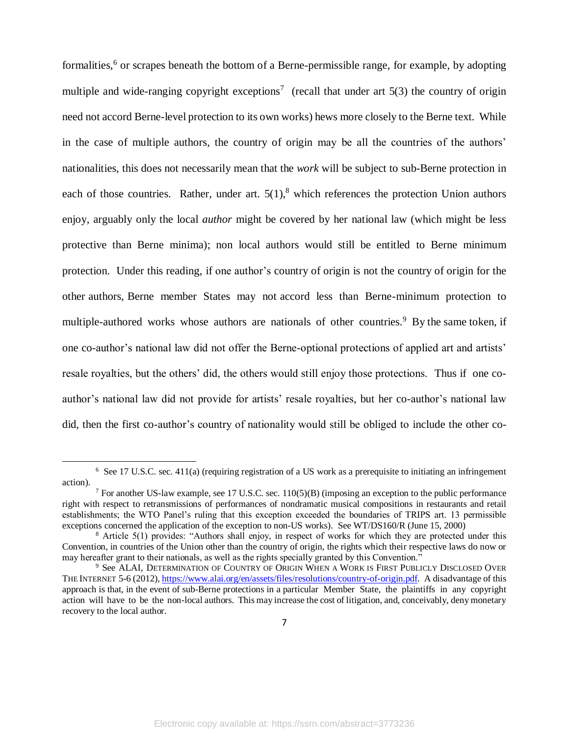formalities,[6] or scrapes beneath the bottom of a Berne-permissible range, for example, by adopting multiple and wide-ranging copyright exceptions[7] (recall that under art 5(3) the country of origin need not accord Berne-level protection to its own works) hews more closely to the Berne text. While in the case of multiple authors, the country of origin may be all the countries of the authors' nationalities, this does not necessarily mean that the *work* will be subject to sub-Berne protection in each of those countries. Rather, under art. 5(1),[8] which references the protection Union authors enjoy, arguably only the local *author* might be covered by her national law (which might be less protective than Berne minima); non local authors would still be entitled to Berne minimum protection. Under this reading, if one author's country of origin is not the country of origin for the other authors, Berne member States may not accord less than Berne-minimum protection to multiple-authored works whose authors are nationals of other countries.[9] By the same token, if one co-author's national law did not offer the Berne-optional protections of applied art and artists' resale royalties, but the others' did, the others would still enjoy those protections. Thus if one co-author's national law did not provide for artists' resale royalties, but her co-author's national law did, then the first co-author's country of nationality would still be obliged to include the other co-

---

[6] See 17 U.S.C. sec. 411(a) (requiring registration of a US work as a prerequisite to initiating an infringement action).

[7] For another US-law example, see 17 U.S.C. sec. 110(5)(B) (imposing an exception to the public performance right with respect to retransmissions of performances of nondramatic musical compositions in restaurants and retail establishments; the WTO Panel's ruling that this exception exceeded the boundaries of TRIPS art. 13 permissible exceptions concerned the application of the exception to non-US works). See WT/DS160/R (June 15, 2000)

[8] Article 5(1) provides: "Authors shall enjoy, in respect of works for which they are protected under this Convention, in countries of the Union other than the country of origin, the rights which their respective laws do now or may hereafter grant to their nationals, as well as the rights specially granted by this Convention."

[9] See ALAI, DETERMINATION OF COUNTRY OF ORIGIN WHEN A WORK IS FIRST PUBLICLY DISCLOSED OVER THE INTERNET 5-6 (2012), https://www.alai.org/en/assets/files/resolutions/country-of-origin.pdf. A disadvantage of this approach is that, in the event of sub-Berne protections in a particular Member State, the plaintiffs in any copyright action will have to be the non-local authors. This may increase the cost of litigation, and, conceivably, deny monetary recovery to the local author.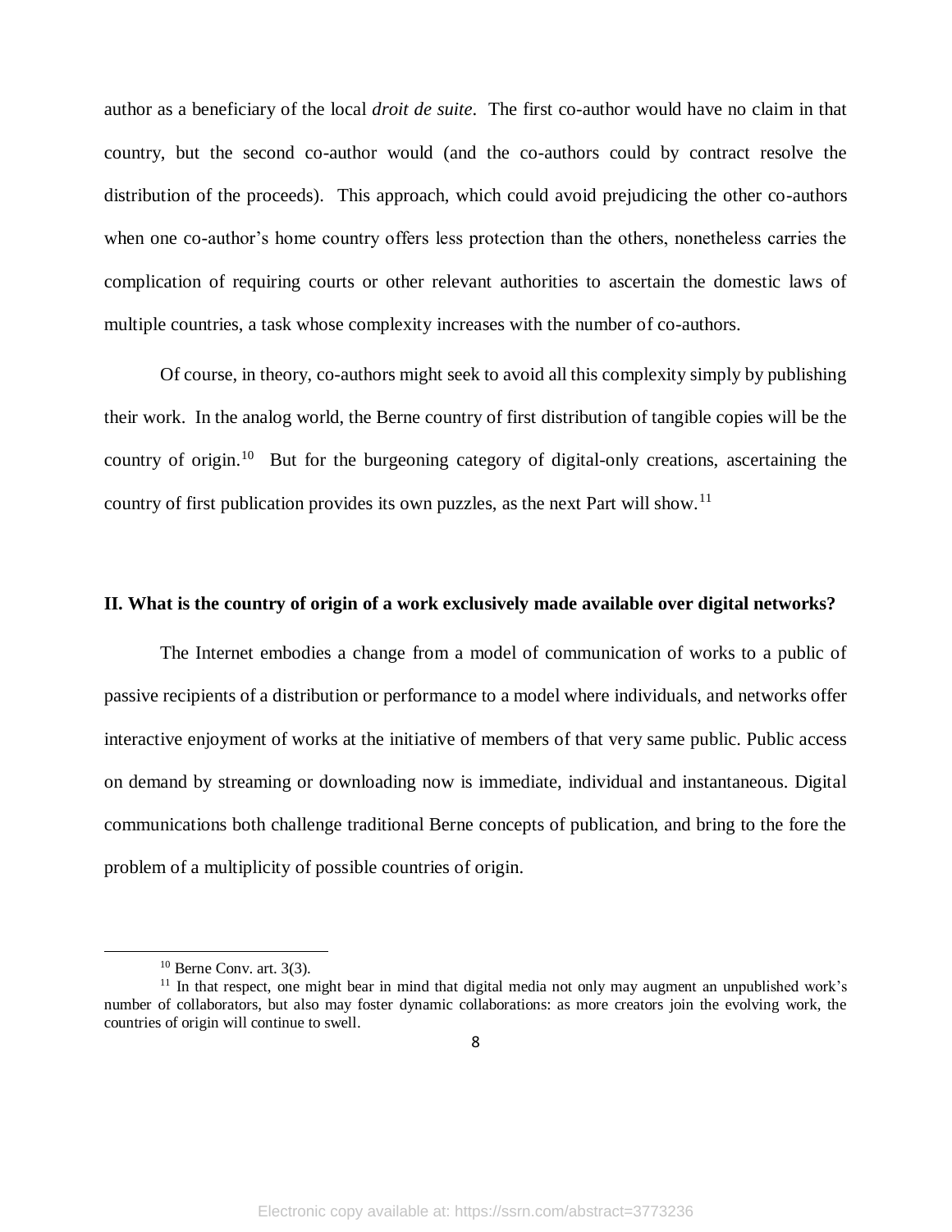author as a beneficiary of the local *droit de suite*. The first co-author would have no claim in that country, but the second co-author would (and the co-authors could by contract resolve the distribution of the proceeds). This approach, which could avoid prejudicing the other co-authors when one co-author's home country offers less protection than the others, nonetheless carries the complication of requiring courts or other relevant authorities to ascertain the domestic laws of multiple countries, a task whose complexity increases with the number of co-authors.

Of course, in theory, co-authors might seek to avoid all this complexity simply by publishing their work. In the analog world, the Berne country of first distribution of tangible copies will be the country of origin.[10] But for the burgeoning category of digital-only creations, ascertaining the country of first publication provides its own puzzles, as the next Part will show.[11]

## II. What is the country of origin of a work exclusively made available over digital networks?

The Internet embodies a change from a model of communication of works to a public of passive recipients of a distribution or performance to a model where individuals, and networks offer interactive enjoyment of works at the initiative of members of that very same public. Public access on demand by streaming or downloading now is immediate, individual and instantaneous. Digital communications both challenge traditional Berne concepts of publication, and bring to the fore the problem of a multiplicity of possible countries of origin.

---

[10] Berne Conv. art. 3(3).

[11] In that respect, one might bear in mind that digital media not only may augment an unpublished work's number of collaborators, but also may foster dynamic collaborations: as more creators join the evolving work, the countries of origin will continue to swell.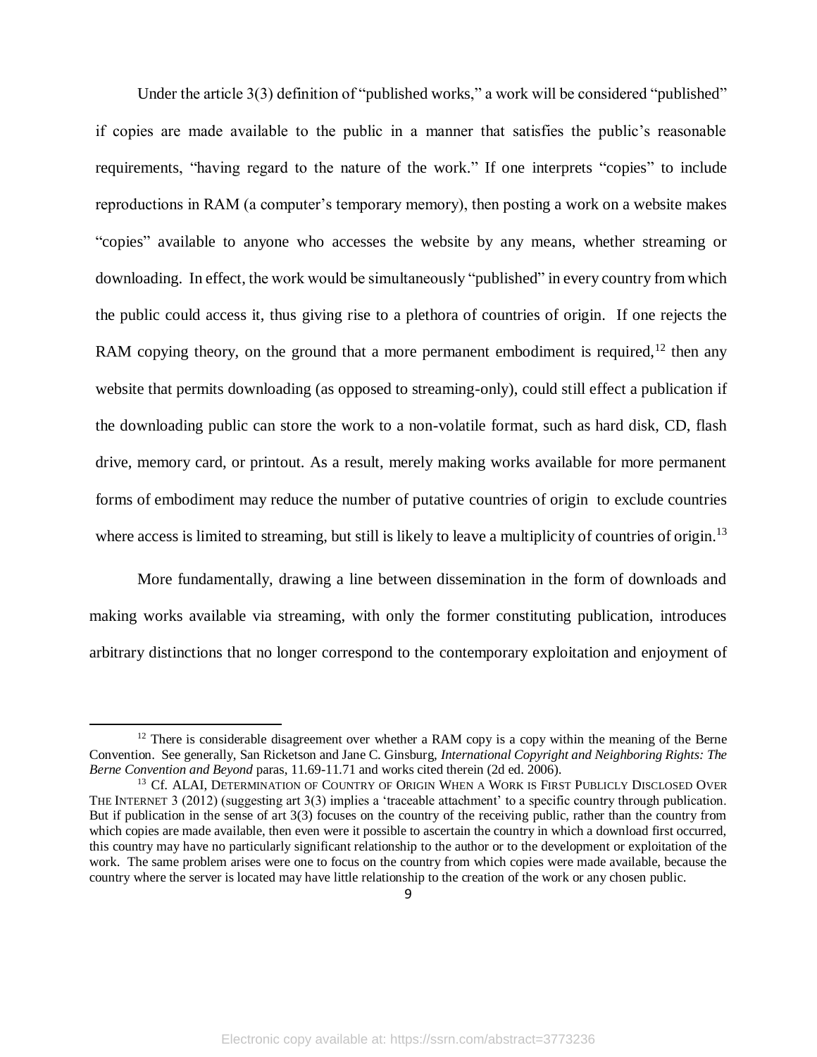Under the article 3(3) definition of "published works," a work will be considered "published" if copies are made available to the public in a manner that satisfies the public's reasonable requirements, "having regard to the nature of the work." If one interprets "copies" to include reproductions in RAM (a computer's temporary memory), then posting a work on a website makes "copies" available to anyone who accesses the website by any means, whether streaming or downloading. In effect, the work would be simultaneously "published" in every country from which the public could access it, thus giving rise to a plethora of countries of origin. If one rejects the RAM copying theory, on the ground that a more permanent embodiment is required,[12] then any website that permits downloading (as opposed to streaming-only), could still effect a publication if the downloading public can store the work to a non-volatile format, such as hard disk, CD, flash drive, memory card, or printout. As a result, merely making works available for more permanent forms of embodiment may reduce the number of putative countries of origin to exclude countries where access is limited to streaming, but still is likely to leave a multiplicity of countries of origin.[13]

More fundamentally, drawing a line between dissemination in the form of downloads and making works available via streaming, with only the former constituting publication, introduces arbitrary distinctions that no longer correspond to the contemporary exploitation and enjoyment of

---

[12] There is considerable disagreement over whether a RAM copy is a copy within the meaning of the Berne Convention. See generally, San Ricketson and Jane C. Ginsburg, *International Copyright and Neighboring Rights: The Berne Convention and Beyond* paras, 11.69-11.71 and works cited therein (2d ed. 2006).

[13] Cf. ALAI, DETERMINATION OF COUNTRY OF ORIGIN WHEN A WORK IS FIRST PUBLICLY DISCLOSED OVER THE INTERNET 3 (2012) (suggesting art 3(3) implies a 'traceable attachment' to a specific country through publication. But if publication in the sense of art 3(3) focuses on the country of the receiving public, rather than the country from which copies are made available, then even were it possible to ascertain the country in which a download first occurred, this country may have no particularly significant relationship to the author or to the development or exploitation of the work. The same problem arises were one to focus on the country from which copies were made available, because the country where the server is located may have little relationship to the creation of the work or any chosen public.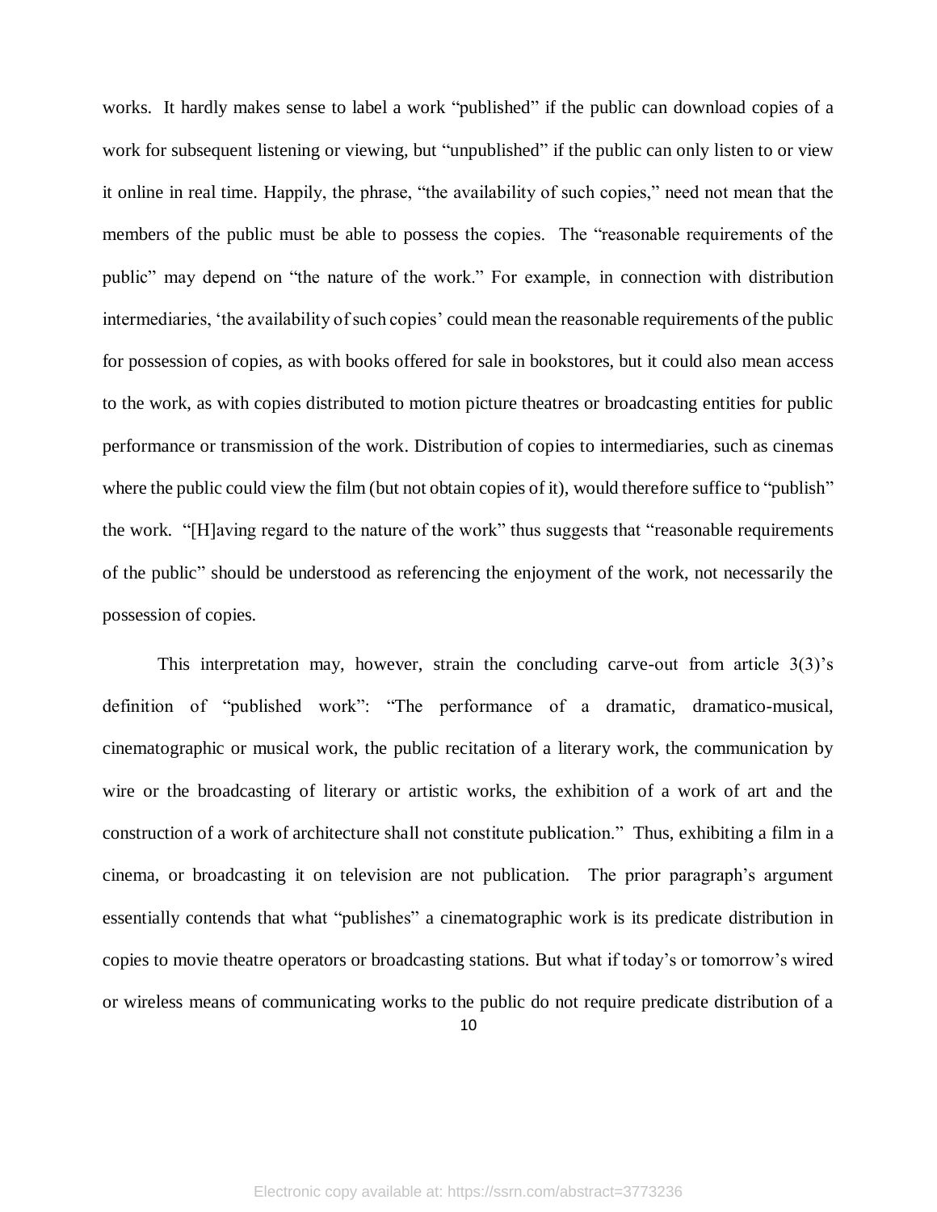works. It hardly makes sense to label a work "published" if the public can download copies of a work for subsequent listening or viewing, but "unpublished" if the public can only listen to or view it online in real time. Happily, the phrase, "the availability of such copies," need not mean that the members of the public must be able to possess the copies. The "reasonable requirements of the public" may depend on "the nature of the work." For example, in connection with distribution intermediaries, 'the availability of such copies' could mean the reasonable requirements of the public for possession of copies, as with books offered for sale in bookstores, but it could also mean access to the work, as with copies distributed to motion picture theatres or broadcasting entities for public performance or transmission of the work. Distribution of copies to intermediaries, such as cinemas where the public could view the film (but not obtain copies of it), would therefore suffice to "publish" the work. "[H]aving regard to the nature of the work" thus suggests that "reasonable requirements of the public" should be understood as referencing the enjoyment of the work, not necessarily the possession of copies.

This interpretation may, however, strain the concluding carve-out from article 3(3)'s definition of "published work": "The performance of a dramatic, dramatico-musical, cinematographic or musical work, the public recitation of a literary work, the communication by wire or the broadcasting of literary or artistic works, the exhibition of a work of art and the construction of a work of architecture shall not constitute publication." Thus, exhibiting a film in a cinema, or broadcasting it on television are not publication. The prior paragraph's argument essentially contends that what "publishes" a cinematographic work is its predicate distribution in copies to movie theatre operators or broadcasting stations. But what if today's or tomorrow's wired or wireless means of communicating works to the public do not require predicate distribution of a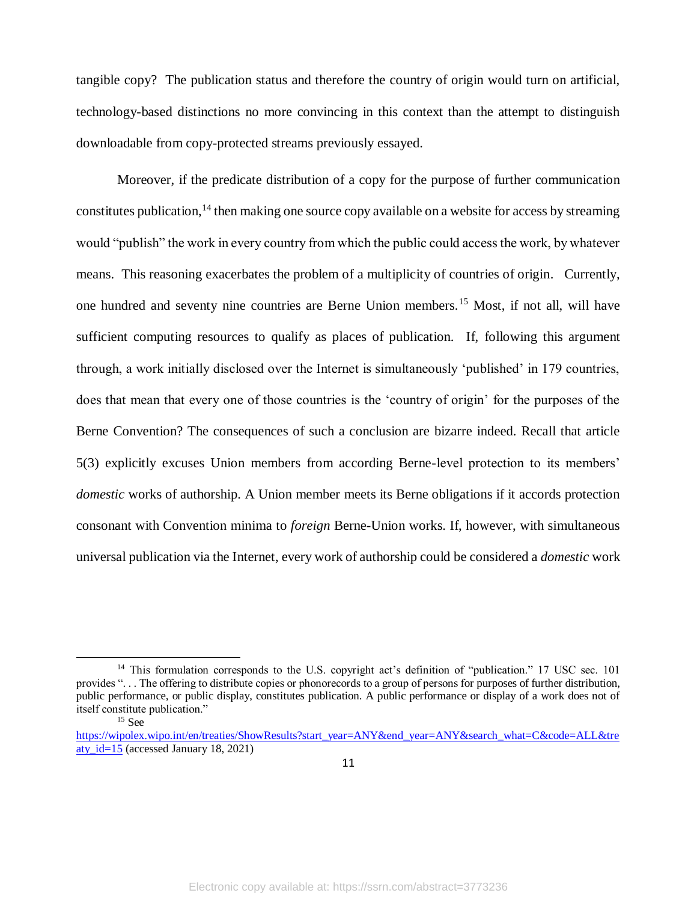tangible copy? The publication status and therefore the country of origin would turn on artificial, technology-based distinctions no more convincing in this context than the attempt to distinguish downloadable from copy-protected streams previously essayed.

Moreover, if the predicate distribution of a copy for the purpose of further communication constitutes publication,[14] then making one source copy available on a website for access by streaming would "publish" the work in every country from which the public could access the work, by whatever means. This reasoning exacerbates the problem of a multiplicity of countries of origin. Currently, one hundred and seventy nine countries are Berne Union members.[15] Most, if not all, will have sufficient computing resources to qualify as places of publication. If, following this argument through, a work initially disclosed over the Internet is simultaneously 'published' in 179 countries, does that mean that every one of those countries is the 'country of origin' for the purposes of the Berne Convention? The consequences of such a conclusion are bizarre indeed. Recall that article 5(3) explicitly excuses Union members from according Berne-level protection to its members' *domestic* works of authorship. A Union member meets its Berne obligations if it accords protection consonant with Convention minima to *foreign* Berne-Union works. If, however, with simultaneous universal publication via the Internet, every work of authorship could be considered a *domestic* work

---

[14] This formulation corresponds to the U.S. copyright act's definition of "publication." 17 USC sec. 101 provides ". . . The offering to distribute copies or phonorecords to a group of persons for purposes of further distribution, public performance, or public display, constitutes publication. A public performance or display of a work does not of itself constitute publication."

[15] See https://wipolex.wipo.int/en/treaties/ShowResults?start_year=ANY&end_year=ANY&search_what=C&code=ALL&treaty_id=15 (accessed January 18, 2021)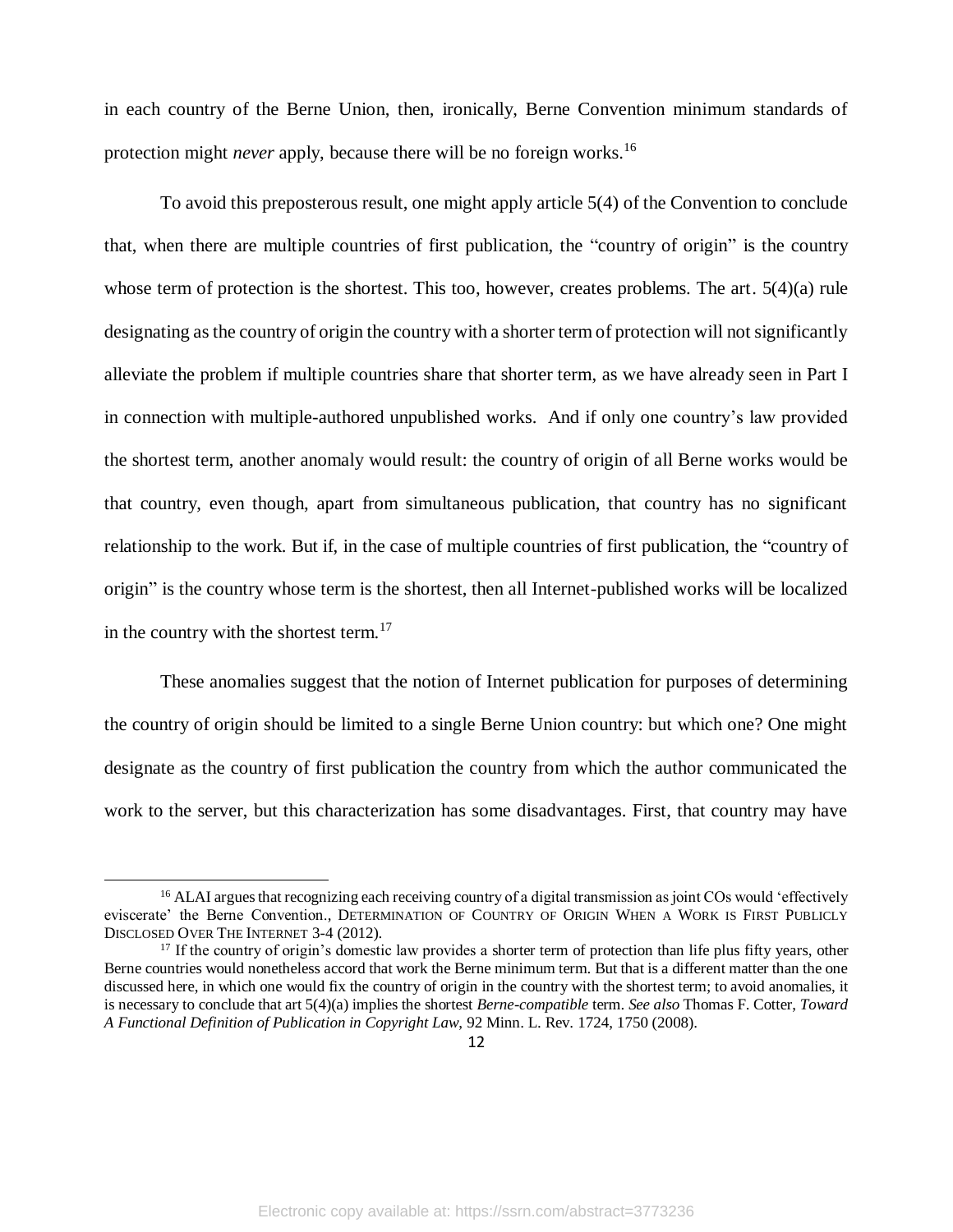in each country of the Berne Union, then, ironically, Berne Convention minimum standards of protection might *never* apply, because there will be no foreign works.[16]

To avoid this preposterous result, one might apply article 5(4) of the Convention to conclude that, when there are multiple countries of first publication, the "country of origin" is the country whose term of protection is the shortest. This too, however, creates problems. The art. 5(4)(a) rule designating as the country of origin the country with a shorter term of protection will not significantly alleviate the problem if multiple countries share that shorter term, as we have already seen in Part I in connection with multiple-authored unpublished works. And if only one country's law provided the shortest term, another anomaly would result: the country of origin of all Berne works would be that country, even though, apart from simultaneous publication, that country has no significant relationship to the work. But if, in the case of multiple countries of first publication, the "country of origin" is the country whose term is the shortest, then all Internet-published works will be localized in the country with the shortest term.[17]

These anomalies suggest that the notion of Internet publication for purposes of determining the country of origin should be limited to a single Berne Union country: but which one? One might designate as the country of first publication the country from which the author communicated the work to the server, but this characterization has some disadvantages. First, that country may have

---

[16] ALAI argues that recognizing each receiving country of a digital transmission as joint COs would 'effectively eviscerate' the Berne Convention., DETERMINATION OF COUNTRY OF ORIGIN WHEN A WORK IS FIRST PUBLICLY DISCLOSED OVER THE INTERNET 3-4 (2012).

[17] If the country of origin's domestic law provides a shorter term of protection than life plus fifty years, other Berne countries would nonetheless accord that work the Berne minimum term. But that is a different matter than the one discussed here, in which one would fix the country of origin in the country with the shortest term; to avoid anomalies, it is necessary to conclude that art 5(4)(a) implies the shortest *Berne-compatible* term. *See also* Thomas F. Cotter, *Toward A Functional Definition of Publication in Copyright Law*, 92 Minn. L. Rev. 1724, 1750 (2008).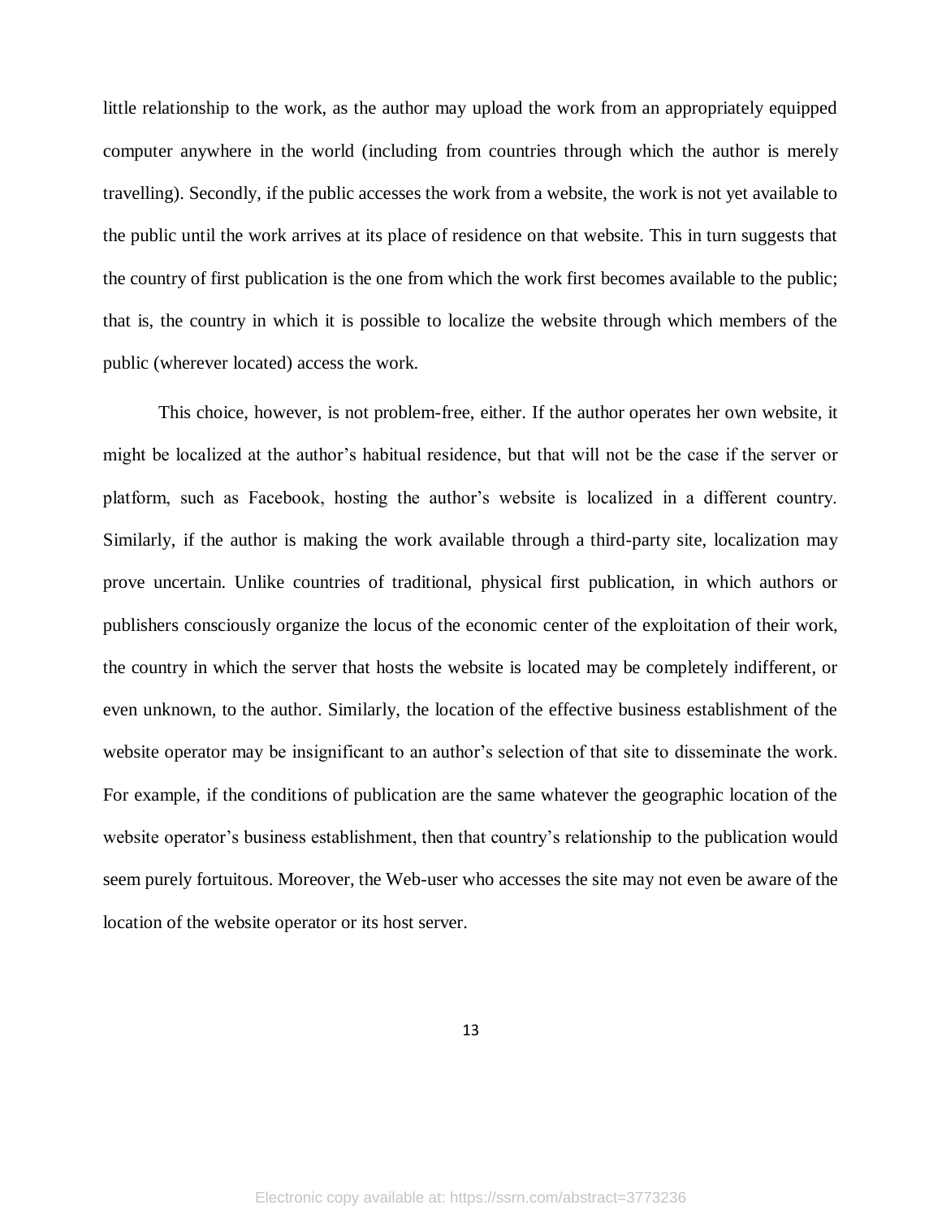little relationship to the work, as the author may upload the work from an appropriately equipped computer anywhere in the world (including from countries through which the author is merely travelling). Secondly, if the public accesses the work from a website, the work is not yet available to the public until the work arrives at its place of residence on that website. This in turn suggests that the country of first publication is the one from which the work first becomes available to the public; that is, the country in which it is possible to localize the website through which members of the public (wherever located) access the work.

This choice, however, is not problem-free, either. If the author operates her own website, it might be localized at the author's habitual residence, but that will not be the case if the server or platform, such as Facebook, hosting the author's website is localized in a different country. Similarly, if the author is making the work available through a third-party site, localization may prove uncertain. Unlike countries of traditional, physical first publication, in which authors or publishers consciously organize the locus of the economic center of the exploitation of their work, the country in which the server that hosts the website is located may be completely indifferent, or even unknown, to the author. Similarly, the location of the effective business establishment of the website operator may be insignificant to an author's selection of that site to disseminate the work. For example, if the conditions of publication are the same whatever the geographic location of the website operator's business establishment, then that country's relationship to the publication would seem purely fortuitous. Moreover, the Web-user who accesses the site may not even be aware of the location of the website operator or its host server.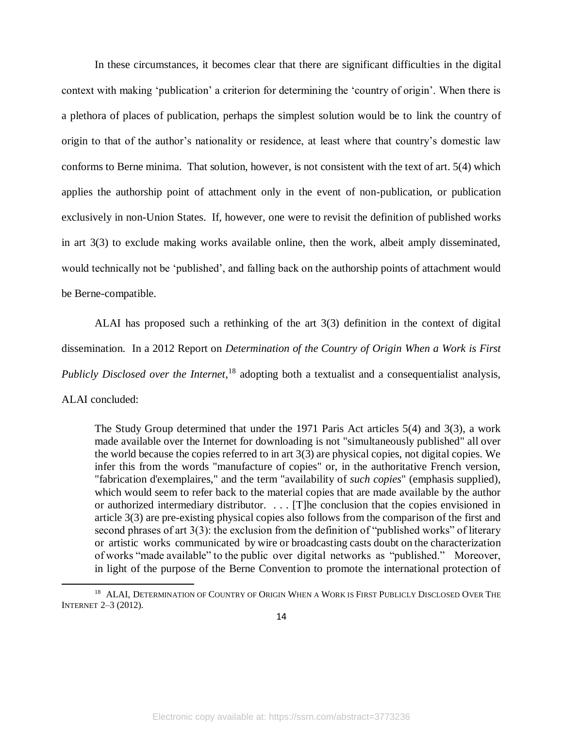In these circumstances, it becomes clear that there are significant difficulties in the digital context with making 'publication' a criterion for determining the 'country of origin'. When there is a plethora of places of publication, perhaps the simplest solution would be to link the country of origin to that of the author's nationality or residence, at least where that country's domestic law conforms to Berne minima. That solution, however, is not consistent with the text of art. 5(4) which applies the authorship point of attachment only in the event of non-publication, or publication exclusively in non-Union States. If, however, one were to revisit the definition of published works in art 3(3) to exclude making works available online, then the work, albeit amply disseminated, would technically not be 'published', and falling back on the authorship points of attachment would be Berne-compatible.

ALAI has proposed such a rethinking of the art 3(3) definition in the context of digital dissemination. In a 2012 Report on *Determination of the Country of Origin When a Work is First Publicly Disclosed over the Internet*,[18] adopting both a textualist and a consequentialist analysis, ALAI concluded:

> The Study Group determined that under the 1971 Paris Act articles 5(4) and 3(3), a work made available over the Internet for downloading is not "simultaneously published" all over the world because the copies referred to in art 3(3) are physical copies, not digital copies. We infer this from the words "manufacture of copies" or, in the authoritative French version, "fabrication d'exemplaires," and the term "availability of *such copies*" (emphasis supplied), which would seem to refer back to the material copies that are made available by the author or authorized intermediary distributor. . . . [T]he conclusion that the copies envisioned in article 3(3) are pre-existing physical copies also follows from the comparison of the first and second phrases of art 3(3): the exclusion from the definition of "published works" of literary or artistic works communicated by wire or broadcasting casts doubt on the characterization of works "made available" to the public over digital networks as "published." Moreover, in light of the purpose of the Berne Convention to promote the international protection of

[18] ALAI, DETERMINATION OF COUNTRY OF ORIGIN WHEN A WORK IS FIRST PUBLICLY DISCLOSED OVER THE INTERNET 2–3 (2012).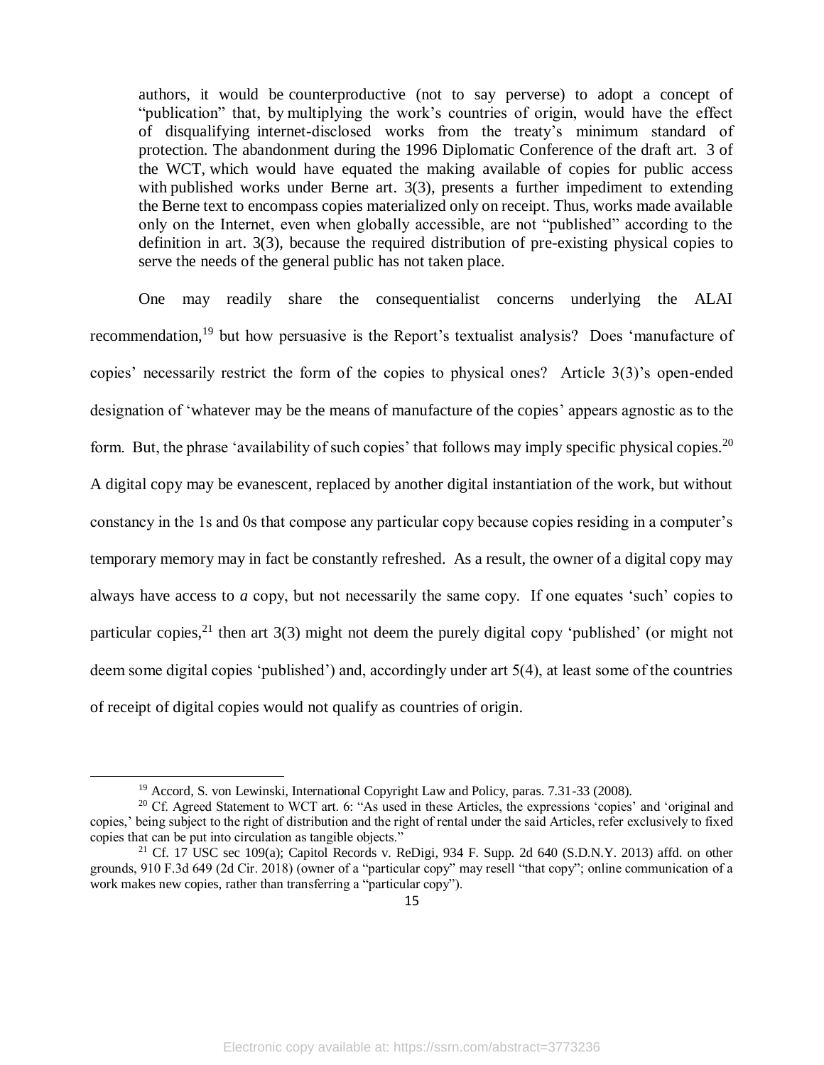> authors, it would be counterproductive (not to say perverse) to adopt a concept of "publication" that, by multiplying the work's countries of origin, would have the effect of disqualifying internet-disclosed works from the treaty's minimum standard of protection. The abandonment during the 1996 Diplomatic Conference of the draft art. 3 of the WCT, which would have equated the making available of copies for public access with published works under Berne art. 3(3), presents a further impediment to extending the Berne text to encompass copies materialized only on receipt. Thus, works made available only on the Internet, even when globally accessible, are not "published" according to the definition in art. 3(3), because the required distribution of pre-existing physical copies to serve the needs of the general public has not taken place.

One may readily share the consequentialist concerns underlying the ALAI recommendation,[19] but how persuasive is the Report's textualist analysis? Does 'manufacture of copies' necessarily restrict the form of the copies to physical ones? Article 3(3)'s open-ended designation of 'whatever may be the means of manufacture of the copies' appears agnostic as to the form. But, the phrase 'availability of such copies' that follows may imply specific physical copies.[20] A digital copy may be evanescent, replaced by another digital instantiation of the work, but without constancy in the 1s and 0s that compose any particular copy because copies residing in a computer's temporary memory may in fact be constantly refreshed. As a result, the owner of a digital copy may always have access to *a* copy, but not necessarily the same copy. If one equates 'such' copies to particular copies,[21] then art 3(3) might not deem the purely digital copy 'published' (or might not deem some digital copies 'published') and, accordingly under art 5(4), at least some of the countries of receipt of digital copies would not qualify as countries of origin.

---

[19] Accord, S. von Lewinski, International Copyright Law and Policy, paras. 7.31-33 (2008).

[20] Cf. Agreed Statement to WCT art. 6: "As used in these Articles, the expressions 'copies' and 'original and copies,' being subject to the right of distribution and the right of rental under the said Articles, refer exclusively to fixed copies that can be put into circulation as tangible objects."

[21] Cf. 17 USC sec 109(a); Capitol Records v. ReDigi, 934 F. Supp. 2d 640 (S.D.N.Y. 2013) affd. on other grounds, 910 F.3d 649 (2d Cir. 2018) (owner of a "particular copy" may resell "that copy"; online communication of a work makes new copies, rather than transferring a "particular copy").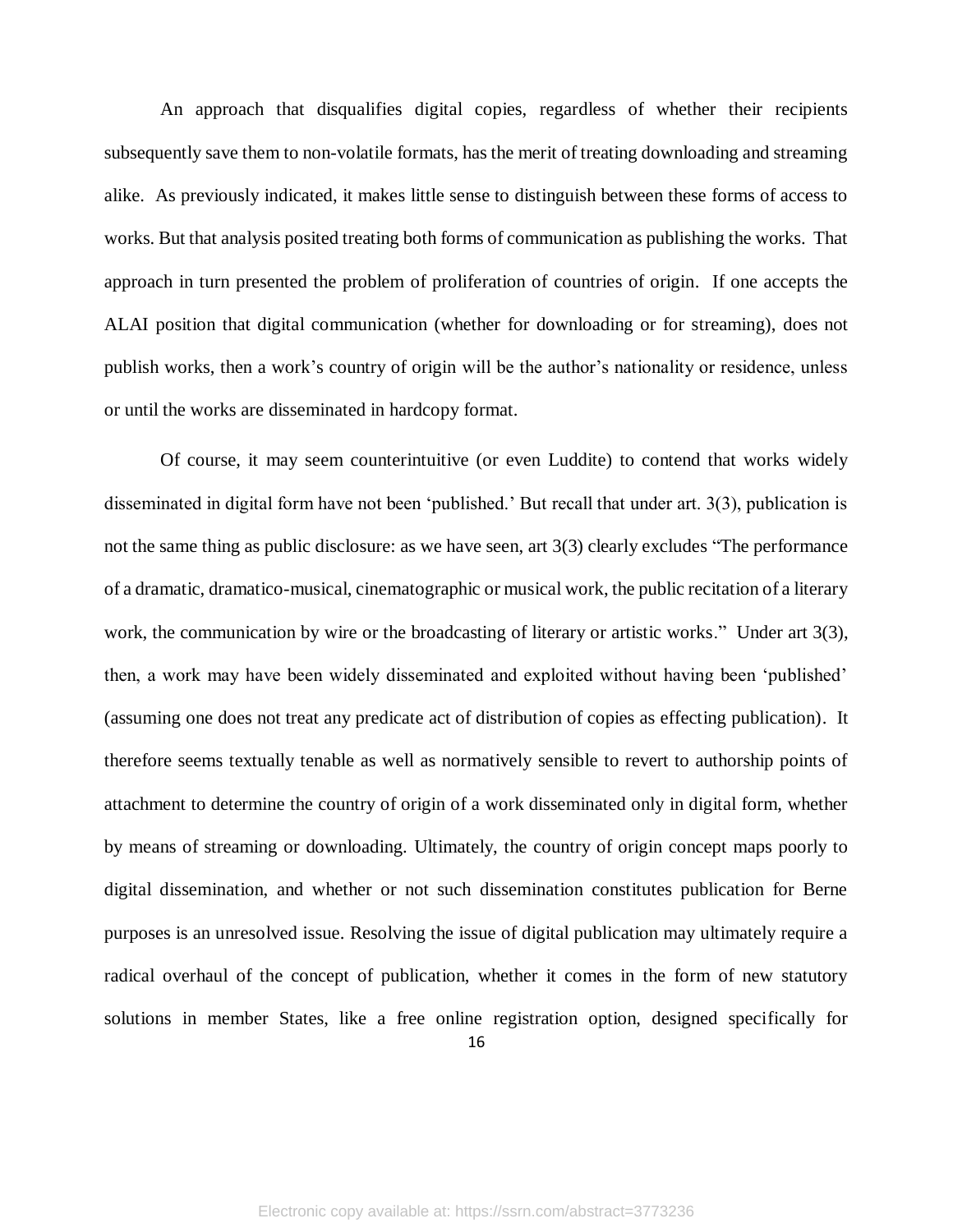An approach that disqualifies digital copies, regardless of whether their recipients subsequently save them to non-volatile formats, has the merit of treating downloading and streaming alike. As previously indicated, it makes little sense to distinguish between these forms of access to works. But that analysis posited treating both forms of communication as publishing the works. That approach in turn presented the problem of proliferation of countries of origin. If one accepts the ALAI position that digital communication (whether for downloading or for streaming), does not publish works, then a work's country of origin will be the author's nationality or residence, unless or until the works are disseminated in hardcopy format.

Of course, it may seem counterintuitive (or even Luddite) to contend that works widely disseminated in digital form have not been 'published.' But recall that under art. 3(3), publication is not the same thing as public disclosure: as we have seen, art 3(3) clearly excludes "The performance of a dramatic, dramatico-musical, cinematographic or musical work, the public recitation of a literary work, the communication by wire or the broadcasting of literary or artistic works." Under art 3(3), then, a work may have been widely disseminated and exploited without having been 'published' (assuming one does not treat any predicate act of distribution of copies as effecting publication). It therefore seems textually tenable as well as normatively sensible to revert to authorship points of attachment to determine the country of origin of a work disseminated only in digital form, whether by means of streaming or downloading. Ultimately, the country of origin concept maps poorly to digital dissemination, and whether or not such dissemination constitutes publication for Berne purposes is an unresolved issue. Resolving the issue of digital publication may ultimately require a radical overhaul of the concept of publication, whether it comes in the form of new statutory solutions in member States, like a free online registration option, designed specifically for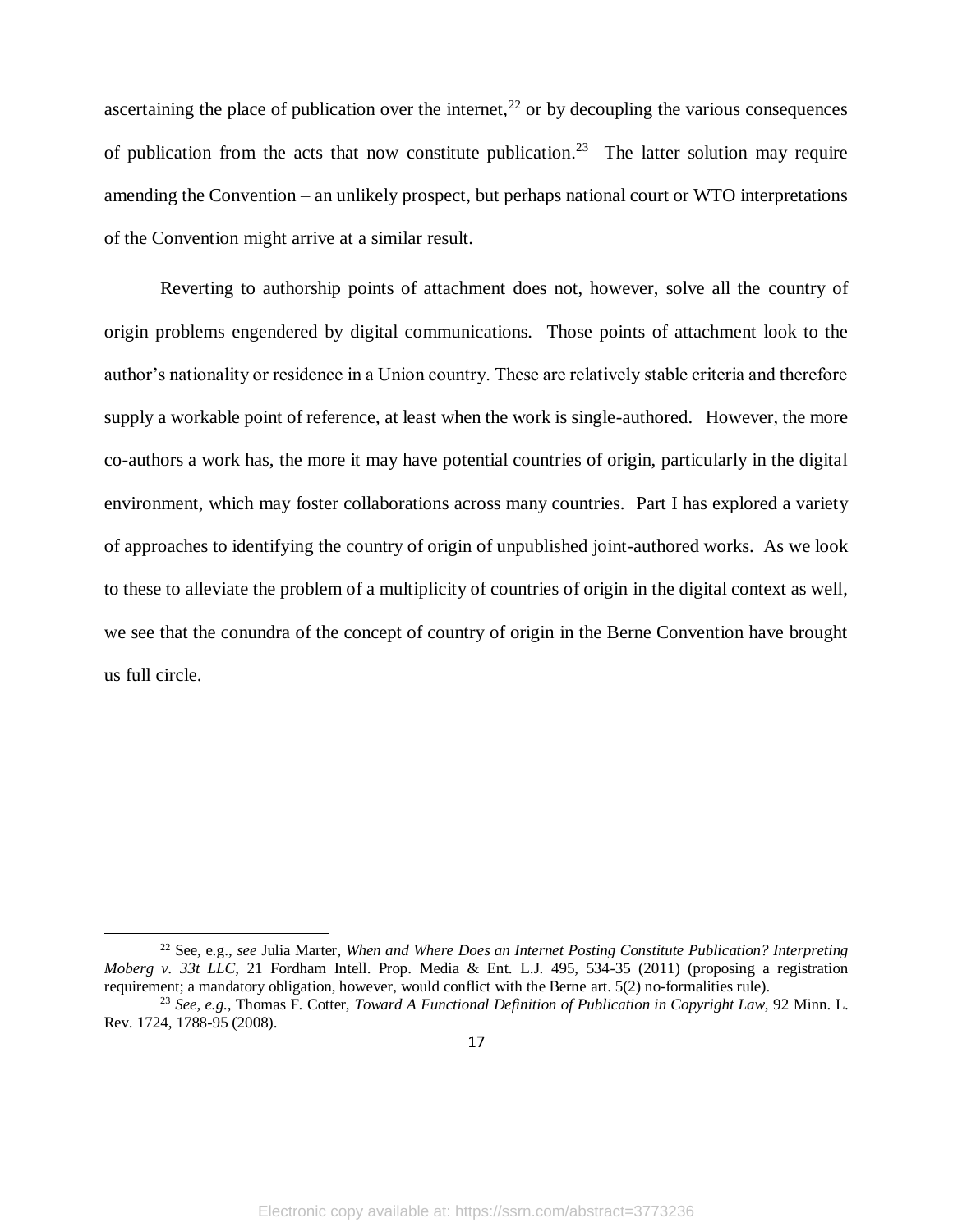ascertaining the place of publication over the internet,[22] or by decoupling the various consequences of publication from the acts that now constitute publication.[23] The latter solution may require amending the Convention – an unlikely prospect, but perhaps national court or WTO interpretations of the Convention might arrive at a similar result.

Reverting to authorship points of attachment does not, however, solve all the country of origin problems engendered by digital communications. Those points of attachment look to the author's nationality or residence in a Union country. These are relatively stable criteria and therefore supply a workable point of reference, at least when the work is single-authored. However, the more co-authors a work has, the more it may have potential countries of origin, particularly in the digital environment, which may foster collaborations across many countries. Part I has explored a variety of approaches to identifying the country of origin of unpublished joint-authored works. As we look to these to alleviate the problem of a multiplicity of countries of origin in the digital context as well, we see that the conundra of the concept of country of origin in the Berne Convention have brought us full circle.

---

[22] See, e.g., *see* Julia Marter, *When and Where Does an Internet Posting Constitute Publication? Interpreting Moberg v. 33t LLC*, 21 Fordham Intell. Prop. Media & Ent. L.J. 495, 534-35 (2011) (proposing a registration requirement; a mandatory obligation, however, would conflict with the Berne art. 5(2) no-formalities rule).

[23] *See, e.g.*, Thomas F. Cotter, *Toward A Functional Definition of Publication in Copyright Law*, 92 Minn. L. Rev. 1724, 1788-95 (2008).